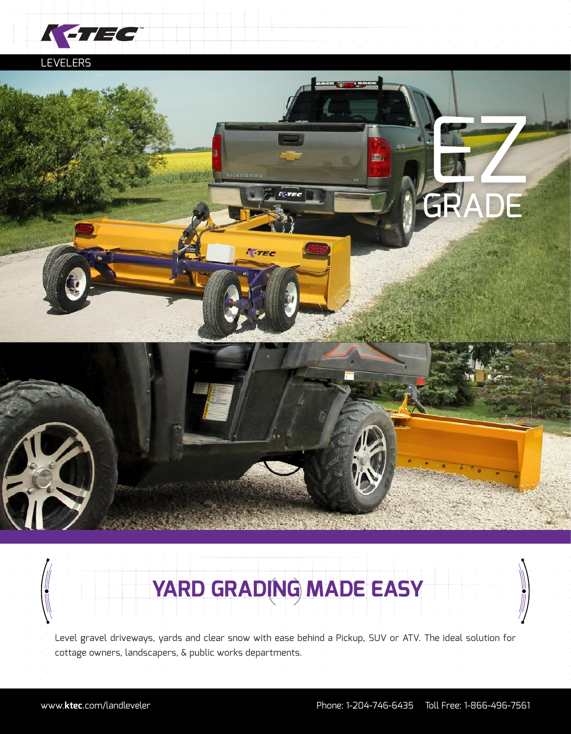K-TEC

LEVELERS

EZ GRADE

## YARD GRADING MADE EASY

Level gravel driveways, yards and clear snow with ease behind a Pickup, SUV or ATV. The ideal solution for cottage owners, landscapers, & public works departments.

www.ktec.com/landleveler

Phone: 1-204-746-6435 Toll Free: 1-866-496-7561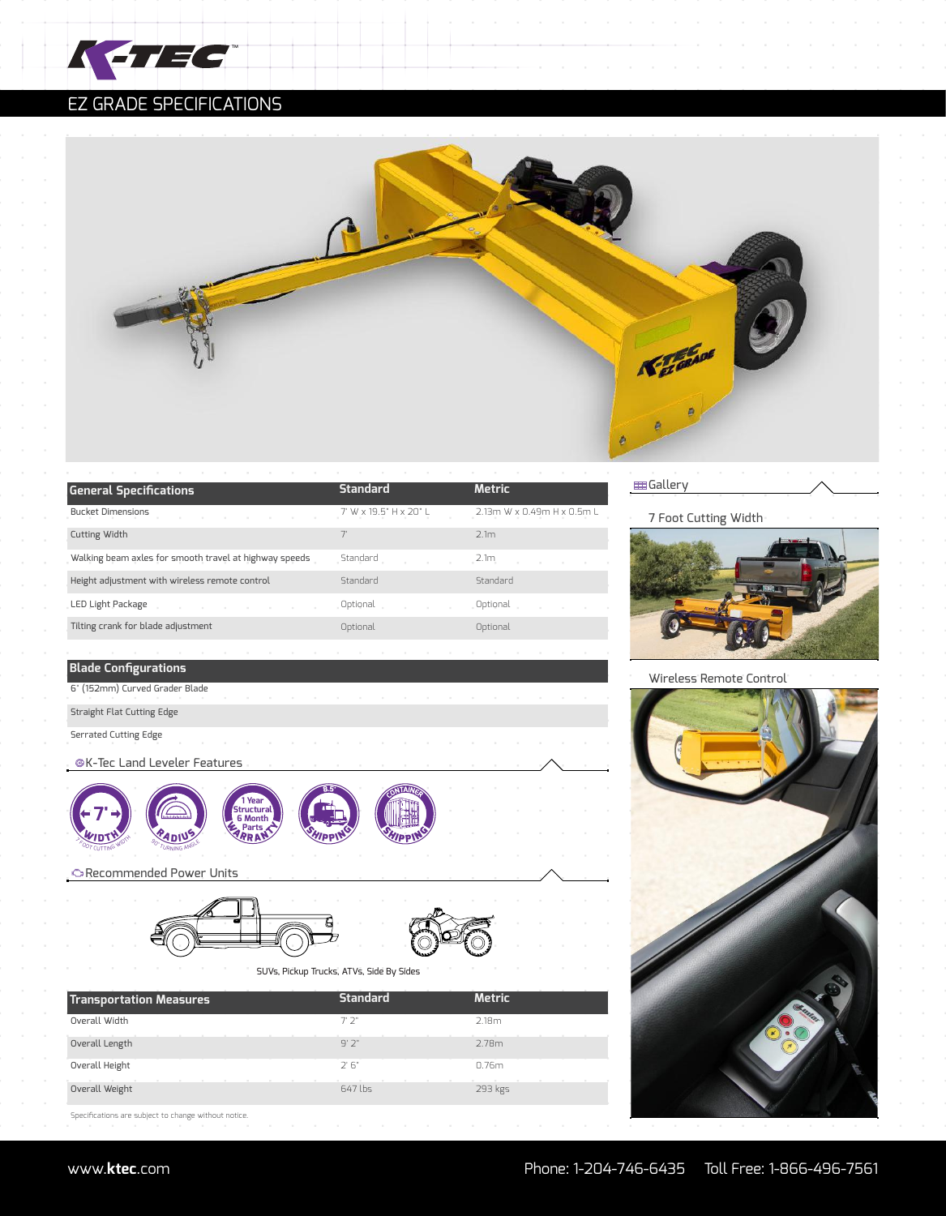# EZ GRADE SPECIFICATIONS

| General Specifications | Standard | Metric |
|---|---|---|
| Bucket Dimensions | 7' W x 19.5" H x 20" L | 2.13m W x 0.49m H x 0.5m L |
| Cutting Width | 7' | 2.1m |
| Walking beam axles for smooth travel at highway speeds | Standard | 2.1m |
| Height adjustment with wireless remote control | Standard | Standard |
| LED Light Package | Optional | Optional |
| Tilting crank for blade adjustment | Optional | Optional |

| Blade Configurations |
|---|
| 6" (152mm) Curved Grader Blade |
| Straight Flat Cutting Edge |
| Serrated Cutting Edge |

## K-Tec Land Leveler Features

7' WIDTH — 7 FOOT CUTTING WIDTH

RADIUS — 90° TURNING ANGLE

1 Year Structural 6 Month Parts WARRANTY

8.5' SHIPPING

CONTAINER SHIPPING

## Recommended Power Units

SUVs, Pickup Trucks, ATVs, Side By Sides

| Transportation Measures | Standard | Metric |
|---|---|---|
| Overall Width | 7' 2" | 2.18m |
| Overall Length | 9' 2" | 2.78m |
| Overall Height | 2' 6" | 0.76m |
| Overall Weight | 647 lbs | 293 kgs |

Specifications are subject to change without notice.

## Gallery

7 Foot Cutting Width

Wireless Remote Control

www.ktec.com Phone: 1-204-746-6435 Toll Free: 1-866-496-7561